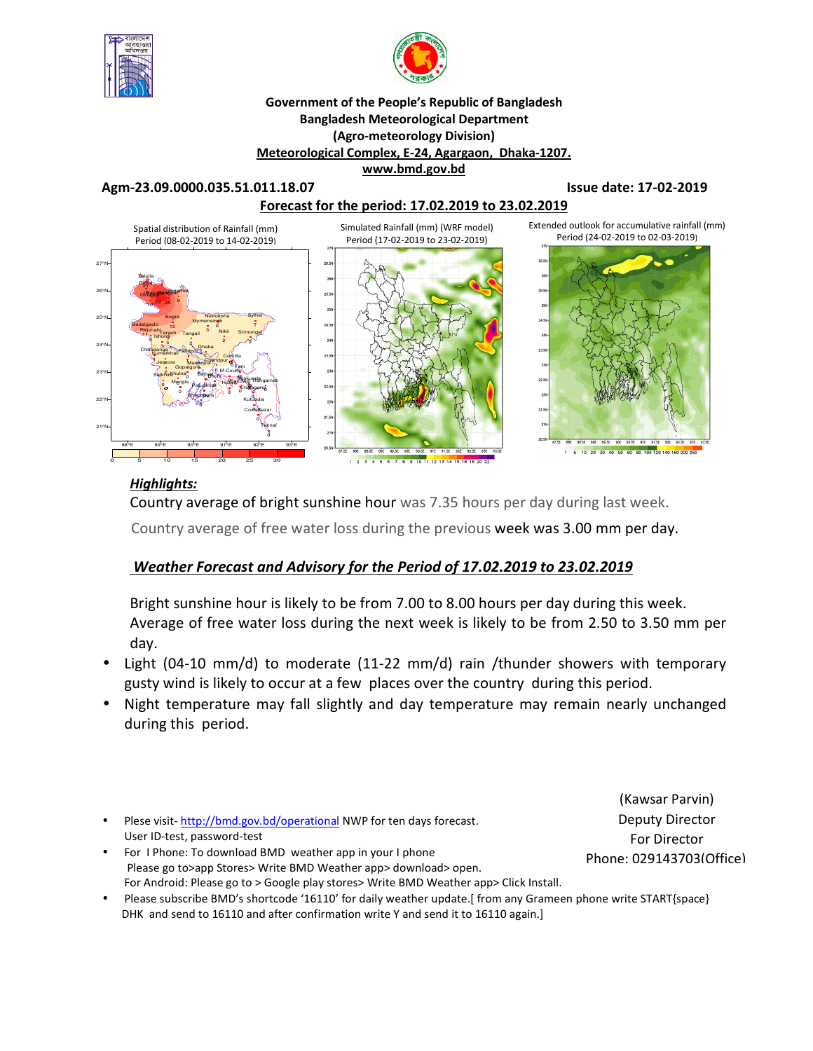**Government of the People's Republic of Bangladesh**
**Bangladesh Meteorological Department**
**(Agro-meteorology Division)**
**Meteorological Complex, E-24, Agargaon, Dhaka-1207.**
**www.bmd.gov.bd**

**Agm-23.09.0000.035.51.011.18.07** **Issue date: 17-02-2019**

**Forecast for the period: 17.02.2019 to 23.02.2019**

Spatial distribution of Rainfall (mm) Period (08-02-2019 to 14-02-2019)

Simulated Rainfall (mm) (WRF model) Period (17-02-2019 to 23-02-2019)

Extended outlook for accumulative rainfall (mm) Period (24-02-2019 to 02-03-2019)

***Highlights:***

Country average of bright sunshine hour was 7.35 hours per day during last week.

Country average of free water loss during the previous week was 3.00 mm per day.

***Weather Forecast and Advisory for the Period of 17.02.2019 to 23.02.2019***

Bright sunshine hour is likely to be from 7.00 to 8.00 hours per day during this week.
Average of free water loss during the next week is likely to be from 2.50 to 3.50 mm per day.

- Light (04-10 mm/d) to moderate (11-22 mm/d) rain /thunder showers with temporary gusty wind is likely to occur at a few places over the country during this period.
- Night temperature may fall slightly and day temperature may remain nearly unchanged during this period.

(Kawsar Parvin)
Deputy Director
For Director
Phone: 029143703(Office)

- Plese visit- http://bmd.gov.bd/operational NWP for ten days forecast. User ID-test, password-test
- For I Phone: To download BMD weather app in your I phone Please go to>app Stores> Write BMD Weather app> download> open. For Android: Please go to > Google play stores> Write BMD Weather app> Click Install.
- Please subscribe BMD's shortcode '16110' for daily weather update.[ from any Grameen phone write START{space} DHK and send to 16110 and after confirmation write Y and send it to 16110 again.]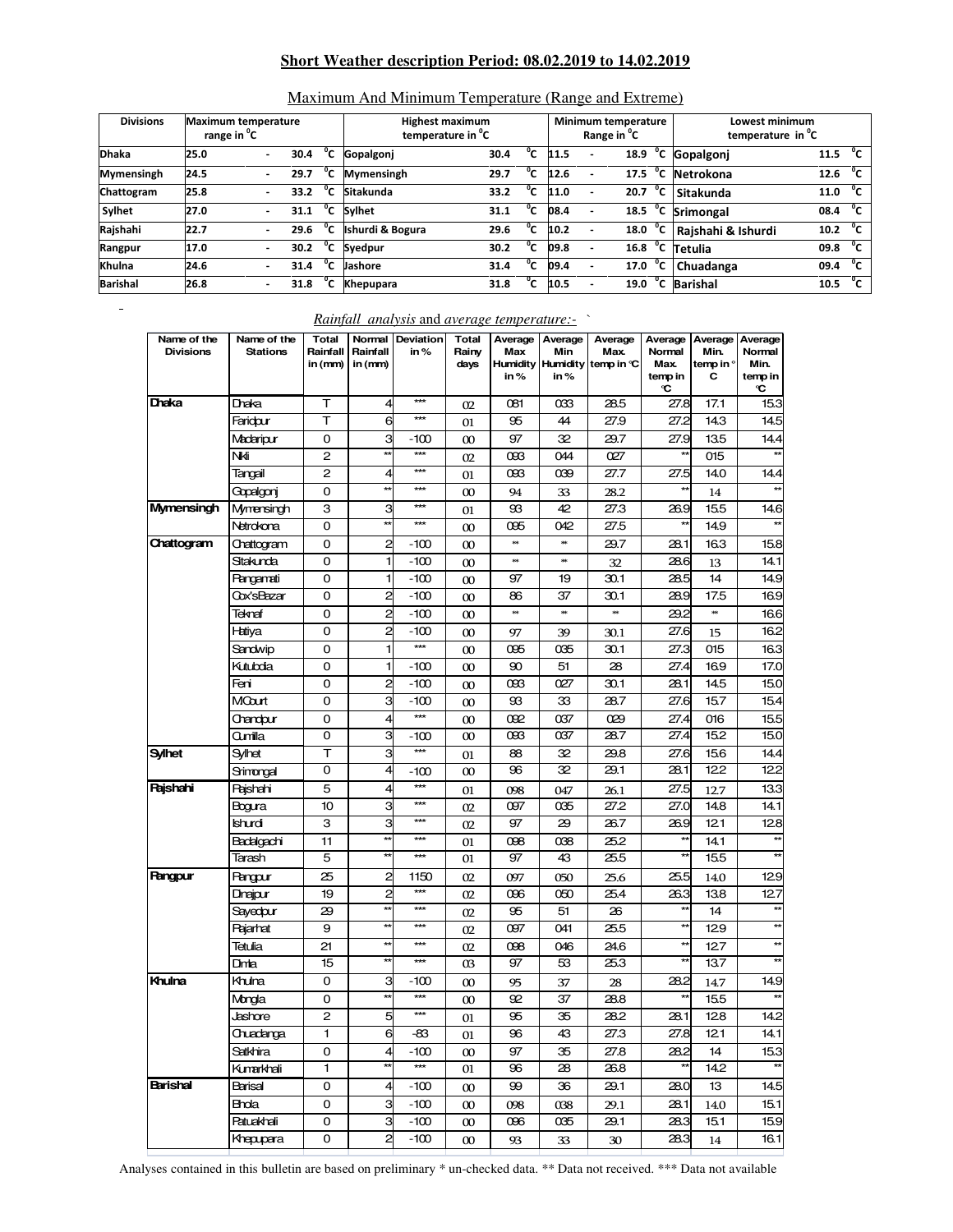## Short Weather description Period: 08.02.2019 to 14.02.2019

Maximum And Minimum Temperature (Range and Extreme)

| Divisions | Maximum temperature range in °C | Highest maximum temperature in °C | | Minimum temperature Range in °C | Lowest minimum temperature in °C | |
|---|---|---|---|---|---|---|
| Dhaka | 25.0 - 30.4 °C | Gopalgonj | 30.4 °C | 11.5 - 18.9 °C | Gopalgonj | 11.5 °C |
| Mymensingh | 24.5 - 29.7 °C | Mymensingh | 29.7 °C | 12.6 - 17.5 °C | Netrokona | 12.6 °C |
| Chattogram | 25.8 - 33.2 °C | Sitakunda | 33.2 °C | 11.0 - 20.7 °C | Sitakunda | 11.0 °C |
| Sylhet | 27.0 - 31.1 °C | Sylhet | 31.1 °C | 08.4 - 18.5 °C | Srimongal | 08.4 °C |
| Rajshahi | 22.7 - 29.6 °C | Ishurdi & Bogura | 29.6 °C | 10.2 - 18.0 °C | Rajshahi & Ishurdi | 10.2 °C |
| Rangpur | 17.0 - 30.2 °C | Syedpur | 30.2 °C | 09.8 - 16.8 °C | Tetulia | 09.8 °C |
| Khulna | 24.6 - 31.4 °C | Jashore | 31.4 °C | 09.4 - 17.0 °C | Chuadanga | 09.4 °C |
| Barishal | 26.8 - 31.8 °C | Khepupara | 31.8 °C | 10.5 - 19.0 °C | Barishal | 10.5 °C |

*Rainfall analysis* and *average temperature:-*

| Name of the Divisions | Name of the Stations | Total Rainfall in (mm) | Normal Rainfall in (mm) | Deviation in % | Total Rainy days | Average Max Humidity in % | Average Min Humidity in % | Average Max. temp in °C | Average Normal Max. temp in °C | Average Min. temp in °C | Average Normal Min. temp in °C |
|---|---|---|---|---|---|---|---|---|---|---|---|
| Dhaka | Dhaka | T | 4 | *** | 02 | 081 | 033 | 28.5 | 27.8 | 17.1 | 15.3 |
| | Faridpur | T | 6 | *** | 01 | 95 | 44 | 27.9 | 27.2 | 14.3 | 14.5 |
| | Madaripur | 0 | 3 | -100 | 00 | 97 | 32 | 29.7 | 27.9 | 13.5 | 14.4 |
| | Nikli | 2 | ** | *** | 02 | 093 | 044 | 027 | ** | 015 | ** |
| | Tangail | 2 | 4 | *** | 01 | 093 | 039 | 27.7 | 27.5 | 14.0 | 14.4 |
| | Gopalgonj | 0 | ** | *** | 00 | 94 | 33 | 28.2 | ** | 14 | ** |
| Mymensingh | Mymensingh | 3 | 3 | *** | 01 | 93 | 42 | 27.3 | 26.9 | 15.5 | 14.6 |
| | Netrokona | 0 | ** | *** | 00 | 095 | 042 | 27.5 | ** | 14.9 | ** |
| Chattogram | Chattogram | 0 | 2 | -100 | 00 | ** | ** | 29.7 | 28.1 | 16.3 | 15.8 |
| | Sitakunda | 0 | 1 | -100 | 00 | ** | ** | 32 | 28.6 | 13 | 14.1 |
| | Rangamati | 0 | 1 | -100 | 00 | 97 | 19 | 30.1 | 28.5 | 14 | 14.9 |
| | Cox'sBazar | 0 | 2 | -100 | 00 | 86 | 37 | 30.1 | 28.9 | 17.5 | 16.9 |
| | Teknaf | 0 | 2 | -100 | 00 | ** | ** | ** | 29.2 | ** | 16.6 |
| | Hatiya | 0 | 2 | -100 | 00 | 97 | 39 | 30.1 | 27.6 | 15 | 16.2 |
| | Sandwip | 0 | 1 | *** | 00 | 095 | 035 | 30.1 | 27.3 | 015 | 16.3 |
| | Kutubdia | 0 | 1 | -100 | 00 | 90 | 51 | 28 | 27.4 | 16.9 | 17.0 |
| | Feni | 0 | 2 | -100 | 00 | 093 | 027 | 30.1 | 28.1 | 14.5 | 15.0 |
| | M.Court | 0 | 3 | -100 | 00 | 93 | 33 | 28.7 | 27.6 | 15.7 | 15.4 |
| | Chandpur | 0 | 4 | *** | 00 | 092 | 037 | 029 | 27.4 | 016 | 15.5 |
| | Cumilla | 0 | 3 | -100 | 00 | 093 | 037 | 28.7 | 27.4 | 15.2 | 15.0 |
| Sylhet | Sylhet | T | 3 | *** | 01 | 88 | 32 | 29.8 | 27.6 | 15.6 | 14.4 |
| | Srimongal | 0 | 4 | -100 | 00 | 96 | 32 | 29.1 | 28.1 | 12.2 | 12.2 |
| Rajshahi | Rajshahi | 5 | 4 | *** | 01 | 098 | 047 | 26.1 | 27.5 | 12.7 | 13.3 |
| | Bogura | 10 | 3 | *** | 02 | 097 | 035 | 27.2 | 27.0 | 14.8 | 14.1 |
| | Ishurdi | 3 | 3 | *** | 02 | 97 | 29 | 26.7 | 26.9 | 12.1 | 12.8 |
| | Badalgachi | 11 | ** | *** | 01 | 098 | 038 | 25.2 | ** | 14.1 | ** |
| | Tarash | 5 | ** | *** | 01 | 97 | 43 | 25.5 | ** | 15.5 | ** |
| Rangpur | Rangpur | 25 | 2 | 1150 | 02 | 097 | 050 | 25.6 | 25.5 | 14.0 | 12.9 |
| | Dinajpur | 19 | 2 | *** | 02 | 096 | 050 | 25.4 | 26.3 | 13.8 | 12.7 |
| | Sayedpur | 29 | ** | *** | 02 | 95 | 51 | 26 | ** | 14 | ** |
| | Rajarhat | 9 | ** | *** | 02 | 097 | 041 | 25.5 | ** | 12.9 | ** |
| | Tetulia | 21 | ** | *** | 02 | 098 | 046 | 24.6 | ** | 12.7 | ** |
| | Dimla | 15 | ** | *** | 03 | 97 | 53 | 25.3 | ** | 13.7 | ** |
| Khulna | Khulna | 0 | 3 | -100 | 00 | 95 | 37 | 28 | 28.2 | 14.7 | 14.9 |
| | Mongla | 0 | ** | *** | 00 | 92 | 37 | 28.8 | ** | 15.5 | ** |
| | Jashore | 2 | 5 | *** | 01 | 95 | 35 | 28.2 | 28.1 | 12.8 | 14.2 |
| | Chuadanga | 1 | 6 | -83 | 01 | 96 | 43 | 27.3 | 27.8 | 12.1 | 14.1 |
| | Satkhira | 0 | 4 | -100 | 00 | 97 | 35 | 27.8 | 28.2 | 14 | 15.3 |
| | Kumarkhali | 1 | ** | *** | 01 | 96 | 28 | 26.8 | ** | 14.2 | ** |
| Barishal | Barisal | 0 | 4 | -100 | 00 | 99 | 36 | 29.1 | 28.0 | 13 | 14.5 |
| | Bhola | 0 | 3 | -100 | 00 | 098 | 038 | 29.1 | 28.1 | 14.0 | 15.1 |
| | Patuakhali | 0 | 3 | -100 | 00 | 096 | 035 | 29.1 | 28.3 | 15.1 | 15.9 |
| | Khepupara | 0 | 2 | -100 | 00 | 93 | 33 | 30 | 28.3 | 14 | 16.1 |

Analyses contained in this bulletin are based on preliminary * un-checked data. ** Data not received. *** Data not available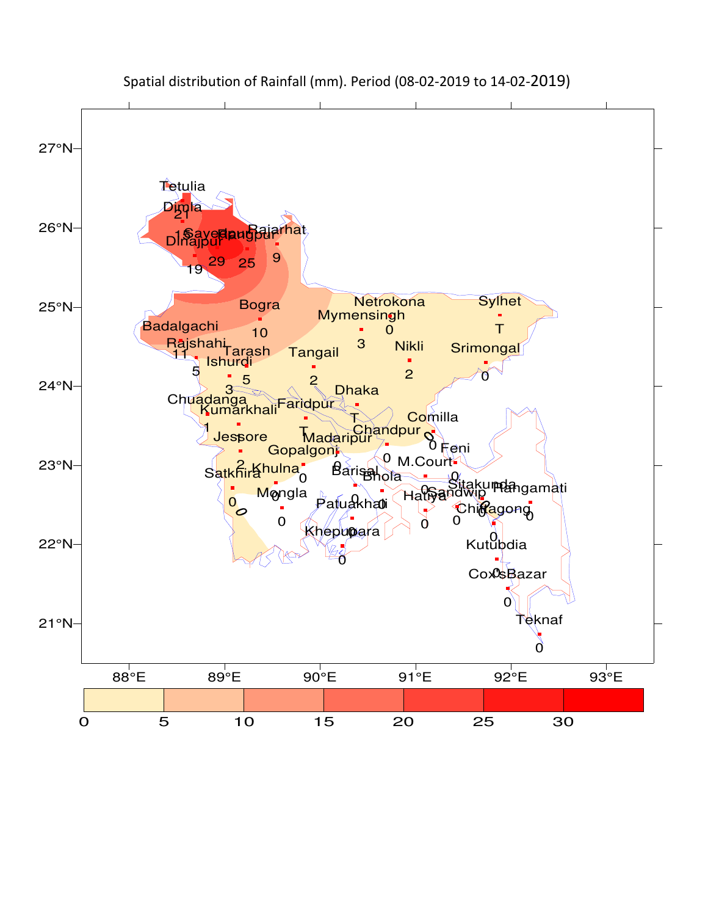Spatial distribution of Rainfall (mm). Period (08-02-2019 to 14-02-2019)

| Station | Rainfall (mm) |
|---|---|
| Tetulia | |
| Dimla | 21 |
| Sayedpur | 15 |
| Dinajpur | 19 |
| Rangpur | 25 |
| Rajarhat | 9 |
| Bogra | 10 |
| Badalgachi | |
| Rajshahi | 11 |
| Ishurdi | 3 |
| Tarash | 5 |
| Netrokona | 0 |
| Mymensingh | 3 |
| Sylhet | T |
| Nikli | 2 |
| Srimongal | 0 |
| Tangail | 2 |
| Dhaka | T |
| Faridpur | T |
| Chuadanga | 1 |
| Kumarkhali | 1 |
| Jessore | 2 |
| Madaripur | 0 |
| Gopalgonj | 0 |
| Chandpur | 0 |
| Comilla | 0 |
| Feni | 0 |
| M.Court | 0 |
| Satkhira | 0 |
| Khulna | 0 |
| Mongla | 0 |
| Barisal | 0 |
| Bhola | 0 |
| Patuakhali | 0 |
| Khepupara | 0 |
| Hatiya | 0 |
| Sandwip | 0 |
| Sitakunda | 0 |
| Rangamati | 0 |
| Chittagong | 0 |
| Kutubdia | 0 |
| CoxsBazar | 0 |
| Teknaf | 0 |

Legend (mm): 0, 5, 10, 15, 20, 25, 30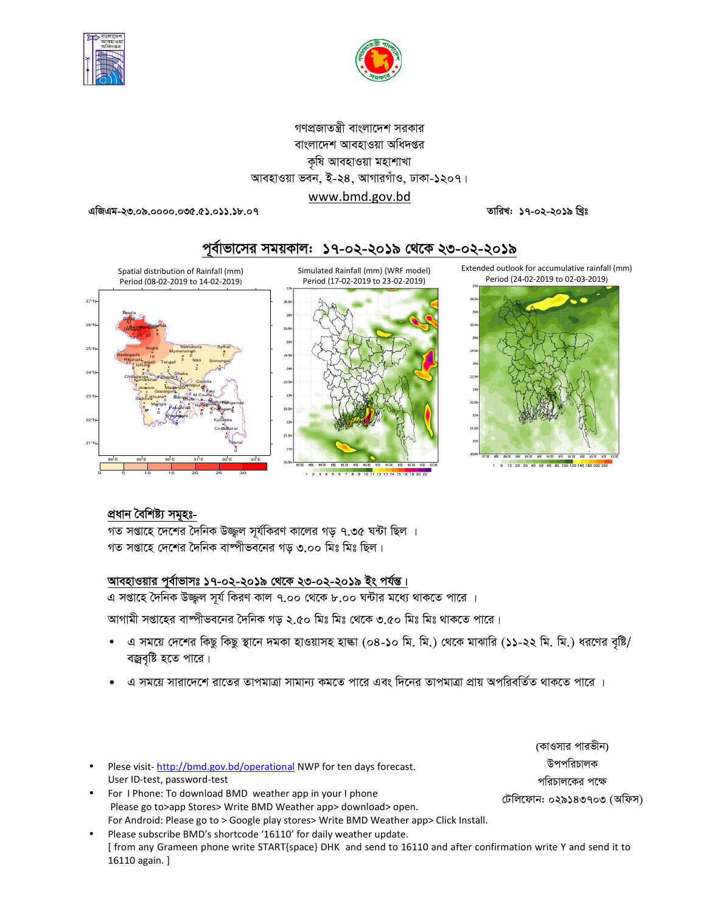গণপ্রজাতন্ত্রী বাংলাদেশ সরকার
বাংলাদেশ আবহাওয়া অধিদপ্তর
কৃষি আবহাওয়া মহাশাখা
আবহাওয়া ভবন, ই-২৪, আগারগাঁও, ঢাকা-১২০৭।
www.bmd.gov.bd

এজিএম-২৩.০৯.০০০০.০৩৫.৫১.০১১.১৮.০৭ | তারিখ: ১৭-০২-২০১৯ খ্রিঃ

## পূর্বাভাসের সময়কাল: ১৭-০২-২০১৯ থেকে ২৩-০২-২০১৯

Spatial distribution of Rainfall (mm)
Period (08-02-2019 to 14-02-2019)

Simulated Rainfall (mm) (WRF model)
Period (17-02-2019 to 23-02-2019)

Extended outlook for accumulative rainfall (mm)
Period (24-02-2019 to 02-03-2019)

### প্রধান বৈশিষ্ট্য সমূহঃ-

গত সপ্তাহে দেশের দৈনিক উজ্জ্বল সূর্যকিরণ কালের গড় ৭.৩৫ ঘন্টা ছিল ।
গত সপ্তাহে দেশের দৈনিক বাষ্পীভবনের গড় ৩.০০ মিঃ মিঃ ছিল।

### আবহাওয়ার পূর্বাভাসঃ ১৭-০২-২০১৯ থেকে ২৩-০২-২০১৯ ইং পর্যন্ত।

এ সপ্তাহে দৈনিক উজ্জ্বল সূর্য কিরণ কাল ৭.০০ থেকে ৮.০০ ঘন্টার মধ্যে থাকতে পারে ।

আগামী সপ্তাহের বাষ্পীভবনের দৈনিক গড় ২.৫০ মিঃ মিঃ থেকে ৩.৫০ মিঃ মিঃ থাকতে পারে।

- এ সময়ে দেশের কিছু কিছু স্থানে দমকা হাওয়াসহ হাল্কা (০৪-১০ মি. মি.) থেকে মাঝারি (১১-২২ মি. মি.) ধরণের বৃষ্টি/ বজ্রবৃষ্টি হতে পারে।
- এ সময়ে সারাদেশে রাতের তাপমাত্রা সামান্য কমতে পারে এবং দিনের তাপমাত্রা প্রায় অপরিবর্তিত থাকতে পারে ।

(কাওসার পারভীন)
উপপরিচালক
পরিচালকের পক্ষে
টেলিফোন: ০২৯১৪৩৭০৩ (অফিস)

- Plese visit- http://bmd.gov.bd/operational NWP for ten days forecast.
  User ID-test, password-test
- For I Phone: To download BMD weather app in your I phone
  Please go to>app Stores> Write BMD Weather app> download> open.
  For Android: Please go to > Google play stores> Write BMD Weather app> Click Install.
- Please subscribe BMD's shortcode '16110' for daily weather update.
  [ from any Grameen phone write START{space} DHK and send to 16110 and after confirmation write Y and send it to 16110 again. ]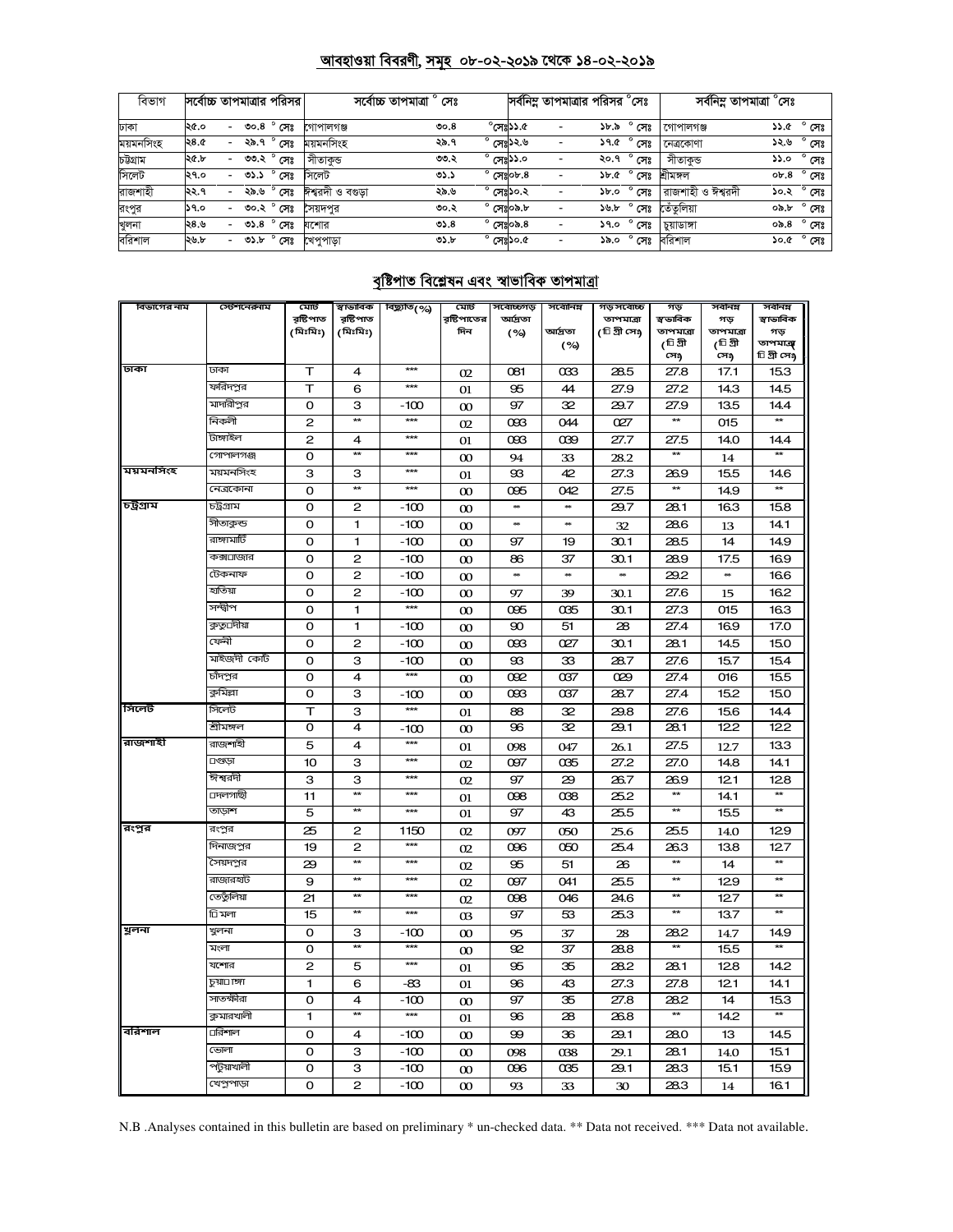## আবহাওয়া বিবরণী, সমূহ ০৮-০২-২০১৯ থেকে ১৪-০২-২০১৯

| বিভাগ | সর্বোচ্চ তাপমাত্রার পরিসর | সর্বোচ্চ তাপমাত্রা ° সেঃ | | সর্বনিম্ন তাপমাত্রার পরিসর °সেঃ | সর্বনিম্ন তাপমাত্রা °সেঃ | |
|---|---|---|---|---|---|---|
| ঢাকা | ২৫.০ - ৩০.৪ ° সেঃ | গোপালগঞ্জ | ৩০.৪ °সেঃ | ১১.৫ - ১৮.৯ ° সেঃ | গোপালগঞ্জ | ১১.৫ ° সেঃ |
| ময়মনসিংহ | ২৪.৫ - ২৯.৭ ° সেঃ | ময়মনসিংহ | ২৯.৭ ° সেঃ | ১২.৬ - ১৭.৫ ° সেঃ | নেত্রকোণা | ১২.৬ ° সেঃ |
| চট্টগ্রাম | ২৫.৮ - ৩৩.২ ° সেঃ | সীতাকুন্ড | ৩৩.২ ° সেঃ | ১১.০ - ২০.৭ ° সেঃ | সীতাকুন্ড | ১১.০ ° সেঃ |
| সিলেট | ২৭.০ - ৩১.১ ° সেঃ | সিলেট | ৩১.১ ° সেঃ | ০৮.৪ - ১৮.৫ ° সেঃ | শ্রীমঙ্গল | ০৮.৪ ° সেঃ |
| রাজশাহী | ২২.৭ - ২৯.৬ ° সেঃ | ঈশ্বরদী ও বগুড়া | ২৯.৬ ° সেঃ | ১০.২ - ১৮.০ ° সেঃ | রাজশাহী ও ঈশ্বরদী | ১০.২ ° সেঃ |
| রংপুর | ১৭.০ - ৩০.২ ° সেঃ | সৈয়দপুর | ৩০.২ ° সেঃ | ০৯.৮ - ১৬.৮ ° সেঃ | তেঁতুলিয়া | ০৯.৮ ° সেঃ |
| খুলনা | ২৪.৬ - ৩১.৪ ° সেঃ | যশোর | ৩১.৪ ° সেঃ | ০৯.৪ - ১৭.০ ° সেঃ | চুয়াডাঙ্গা | ০৯.৪ ° সেঃ |
| বরিশাল | ২৬.৮ - ৩১.৮ ° সেঃ | খেপুপাড়া | ৩১.৮ ° সেঃ | ১০.৫ - ১৯.০ ° সেঃ | বরিশাল | ১০.৫ ° সেঃ |

## বৃষ্টিপাত বিশ্লেষন এবং স্বাভাবিক তাপমাত্রা

| বিভাগের নাম | স্টেশনেরনাম | মোট বৃষ্টিপাত (মিঃমিঃ) | স্বাভাবিক বৃষ্টিপাত (মিঃমিঃ) | বিচ্যুতি(%) | মোট বৃষ্টিপাতের দিন | সর্বোচ্চগড় আর্দ্রতা (%) | সর্বোনিম্ন আর্দ্রতা (%) | গড় সর্বোচ্চ তাপমাত্রা (ডিগ্রী সেঃ) | গড় স্বাভাবিক তাপমাত্রা (ডিগ্রী সেঃ) | সর্বনিম্ন গড় তাপমাত্রা (ডিগ্রী সেঃ) | সর্বনিম্ন স্বাভাবিক গড় তাপমাত্রা (ডিগ্রী সেঃ) |
|---|---|---|---|---|---|---|---|---|---|---|---|
| ঢাকা | ঢাকা | T | 4 | *** | 02 | 081 | 033 | 28.5 | 27.8 | 17.1 | 15.3 |
| | ফরিদপুর | T | 6 | *** | 01 | 95 | 44 | 27.9 | 27.2 | 14.3 | 14.5 |
| | মাদারীপুর | 0 | 3 | -100 | 00 | 97 | 32 | 29.7 | 27.9 | 13.5 | 14.4 |
| | নিকলী | 2 | ** | *** | 02 | 093 | 044 | 027 | ** | 015 | ** |
| | টাঙ্গাইল | 2 | 4 | *** | 01 | 093 | 039 | 27.7 | 27.5 | 14.0 | 14.4 |
| | গোপালগঞ্জ | 0 | ** | *** | 00 | 94 | 33 | 28.2 | ** | 14 | ** |
| ময়মনসিংহ | ময়মনসিংহ | 3 | 3 | *** | 01 | 93 | 42 | 27.3 | 26.9 | 15.5 | 14.6 |
| | নেত্রকোনা | 0 | ** | *** | 00 | 095 | 042 | 27.5 | ** | 14.9 | ** |
| চট্টগ্রাম | চট্টগ্রাম | 0 | 2 | -100 | 00 | ** | ** | 29.7 | 28.1 | 16.3 | 15.8 |
| | সীতাকুন্ড | 0 | 1 | -100 | 00 | ** | ** | 32 | 28.6 | 13 | 14.1 |
| | রাঙ্গামাটি | 0 | 1 | -100 | 00 | 97 | 19 | 30.1 | 28.5 | 14 | 14.9 |
| | কক্সবাজার | 0 | 2 | -100 | 00 | 86 | 37 | 30.1 | 28.9 | 17.5 | 16.9 |
| | টেকনাফ | 0 | 2 | -100 | 00 | ** | ** | ** | 29.2 | ** | 16.6 |
| | হাতিয়া | 0 | 2 | -100 | 00 | 97 | 39 | 30.1 | 27.6 | 15 | 16.2 |
| | সন্দ্বীপ | 0 | 1 | *** | 00 | 095 | 035 | 30.1 | 27.3 | 015 | 16.3 |
| | কুতুবদীয়া | 0 | 1 | -100 | 00 | 90 | 51 | 28 | 27.4 | 16.9 | 17.0 |
| | ফেনী | 0 | 2 | -100 | 00 | 093 | 027 | 30.1 | 28.1 | 14.5 | 15.0 |
| | মাইজদী কোর্ট | 0 | 3 | -100 | 00 | 93 | 33 | 28.7 | 27.6 | 15.7 | 15.4 |
| | চাঁদপুর | 0 | 4 | *** | 00 | 092 | 037 | 029 | 27.4 | 016 | 15.5 |
| | কুমিল্লা | 0 | 3 | -100 | 00 | 093 | 037 | 28.7 | 27.4 | 15.2 | 15.0 |
| সিলেট | সিলেট | T | 3 | *** | 01 | 88 | 32 | 29.8 | 27.6 | 15.6 | 14.4 |
| | শ্রীমঙ্গল | 0 | 4 | -100 | 00 | 96 | 32 | 29.1 | 28.1 | 12.2 | 12.2 |
| রাজশাহী | রাজশাহী | 5 | 4 | *** | 01 | 098 | 047 | 26.1 | 27.5 | 12.7 | 13.3 |
| | বগুড়া | 10 | 3 | *** | 02 | 097 | 035 | 27.2 | 27.0 | 14.8 | 14.1 |
| | ঈশ্বরদী | 3 | 3 | *** | 02 | 97 | 29 | 26.7 | 26.9 | 12.1 | 12.8 |
| | বদলগাছী | 11 | ** | *** | 01 | 098 | 038 | 25.2 | ** | 14.1 | ** |
| | তাড়াশ | 5 | ** | *** | 01 | 97 | 43 | 25.5 | ** | 15.5 | ** |
| রংপুর | রংপুর | 25 | 2 | 1150 | 02 | 097 | 050 | 25.6 | 25.5 | 14.0 | 12.9 |
| | দিনাজপুর | 19 | 2 | *** | 02 | 096 | 050 | 25.4 | 26.3 | 13.8 | 12.7 |
| | সৈয়দপুর | 29 | ** | *** | 02 | 95 | 51 | 26 | ** | 14 | ** |
| | রাজারহাট | 9 | ** | *** | 02 | 097 | 041 | 25.5 | ** | 12.9 | ** |
| | তেঁতুলিয়া | 21 | ** | *** | 02 | 098 | 046 | 24.6 | ** | 12.7 | ** |
| | ডিমলা | 15 | ** | *** | 03 | 97 | 53 | 25.3 | ** | 13.7 | ** |
| খুলনা | খুলনা | 0 | 3 | -100 | 00 | 95 | 37 | 28 | 28.2 | 14.7 | 14.9 |
| | মংলা | 0 | ** | *** | 00 | 92 | 37 | 28.8 | ** | 15.5 | ** |
| | যশোর | 2 | 5 | *** | 01 | 95 | 35 | 28.2 | 28.1 | 12.8 | 14.2 |
| | চুয়াডাঙ্গা | 1 | 6 | -83 | 01 | 96 | 43 | 27.3 | 27.8 | 12.1 | 14.1 |
| | সাতক্ষীরা | 0 | 4 | -100 | 00 | 97 | 35 | 27.8 | 28.2 | 14 | 15.3 |
| | কুমারখালী | 1 | ** | *** | 01 | 96 | 28 | 26.8 | ** | 14.2 | ** |
| বরিশাল | বরিশাল | 0 | 4 | -100 | 00 | 99 | 36 | 29.1 | 28.0 | 13 | 14.5 |
| | ভোলা | 0 | 3 | -100 | 00 | 098 | 038 | 29.1 | 28.1 | 14.0 | 15.1 |
| | পটুয়াখালী | 0 | 3 | -100 | 00 | 096 | 035 | 29.1 | 28.3 | 15.1 | 15.9 |
| | খেপুপাড়া | 0 | 2 | -100 | 00 | 93 | 33 | 30 | 28.3 | 14 | 16.1 |

N.B .Analyses contained in this bulletin are based on preliminary * un-checked data. ** Data not received. *** Data not available.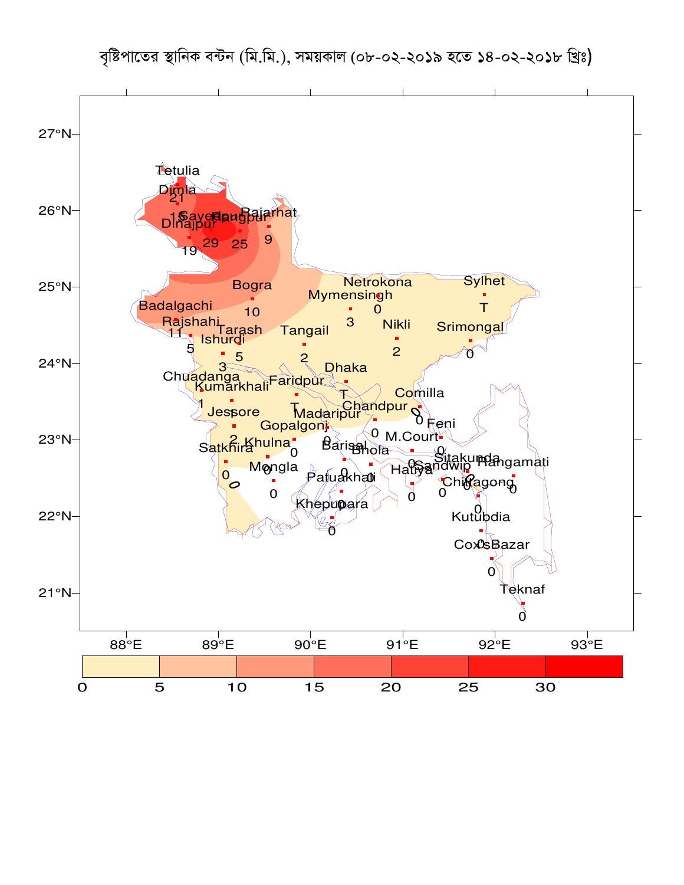## বৃষ্টিপাতের স্থানিক বন্টন (মি.মি.), সময়কাল (০৮-০২-২০১৯ হতে ১৪-০২-২০১৮ খ্রিঃ)

27°N
26°N
25°N
24°N
23°N
22°N
21°N

88°E 89°E 90°E 91°E 92°E 93°E

Tetulia
Dimla 21
Sayedpur 15
Rangpur 25
Rajarhat 9
Dinajpur 19
29
Bogra 10
Badalgachi
Rajshahi 11
Tarash 5
Ishurdi 3
5
Netrokona 0
Mymensingh 3
Sylhet T
Nikli 2
Srimongal 0
Tangail 2
Dhaka T
Chuadanga 1
Kumarkhali 1
Faridpur T
Comilla 0
Chandpur 0
Madaripur 0
Jessore 2
Gopalgonj 0
Feni 0
M.Court 0
Khulna 0
Satkhira 0
Barisal 0
Bhola 0
Mongla 0
Sitakunda 0
Rangamati 0
Hatiya 0
Sandwip 0
Chittagong 0
Patuakhali 0
Khepupara 0
Kutubdia 0
CoxsBazar 0
Teknaf 0

0 5 10 15 20 25 30